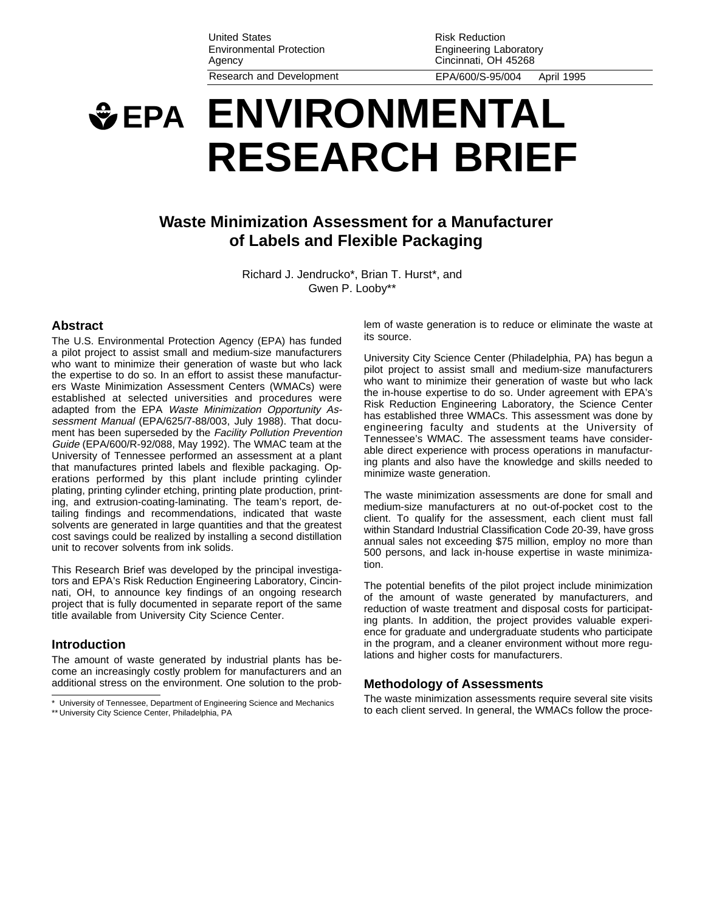United States Environmental Protection Agency

Risk Reduction Engineering Laboratory
Cincinnati, OH 45268

Research and Development

EPA/600/S-95/004 April 1995

# EPA ENVIRONMENTAL RESEARCH BRIEF

## Waste Minimization Assessment for a Manufacturer of Labels and Flexible Packaging

Richard J. Jendrucko*, Brian T. Hurst*, and Gwen P. Looby**

### Abstract

The U.S. Environmental Protection Agency (EPA) has funded a pilot project to assist small and medium-size manufacturers who want to minimize their generation of waste but who lack the expertise to do so. In an effort to assist these manufacturers Waste Minimization Assessment Centers (WMACs) were established at selected universities and procedures were adapted from the EPA *Waste Minimization Opportunity Assessment Manual* (EPA/625/7-88/003, July 1988). That document has been superseded by the *Facility Pollution Prevention Guide* (EPA/600/R-92/088, May 1992). The WMAC team at the University of Tennessee performed an assessment at a plant that manufactures printed labels and flexible packaging. Operations performed by this plant include printing cylinder plating, printing cylinder etching, printing plate production, printing, and extrusion-coating-laminating. The team's report, detailing findings and recommendations, indicated that waste solvents are generated in large quantities and that the greatest cost savings could be realized by installing a second distillation unit to recover solvents from ink solids.

This Research Brief was developed by the principal investigators and EPA's Risk Reduction Engineering Laboratory, Cincinnati, OH, to announce key findings of an ongoing research project that is fully documented in separate report of the same title available from University City Science Center.

### Introduction

The amount of waste generated by industrial plants has become an increasingly costly problem for manufacturers and an additional stress on the environment. One solution to the problem of waste generation is to reduce or eliminate the waste at its source.

University City Science Center (Philadelphia, PA) has begun a pilot project to assist small and medium-size manufacturers who want to minimize their generation of waste but who lack the in-house expertise to do so. Under agreement with EPA's Risk Reduction Engineering Laboratory, the Science Center has established three WMACs. This assessment was done by engineering faculty and students at the University of Tennessee's WMAC. The assessment teams have considerable direct experience with process operations in manufacturing plants and also have the knowledge and skills needed to minimize waste generation.

The waste minimization assessments are done for small and medium-size manufacturers at no out-of-pocket cost to the client. To qualify for the assessment, each client must fall within Standard Industrial Classification Code 20-39, have gross annual sales not exceeding $75 million, employ no more than 500 persons, and lack in-house expertise in waste minimization.

The potential benefits of the pilot project include minimization of the amount of waste generated by manufacturers, and reduction of waste treatment and disposal costs for participating plants. In addition, the project provides valuable experience for graduate and undergraduate students who participate in the program, and a cleaner environment without more regulations and higher costs for manufacturers.

### Methodology of Assessments

The waste minimization assessments require several site visits to each client served. In general, the WMACs follow the proce-

\* University of Tennessee, Department of Engineering Science and Mechanics

** University City Science Center, Philadelphia, PA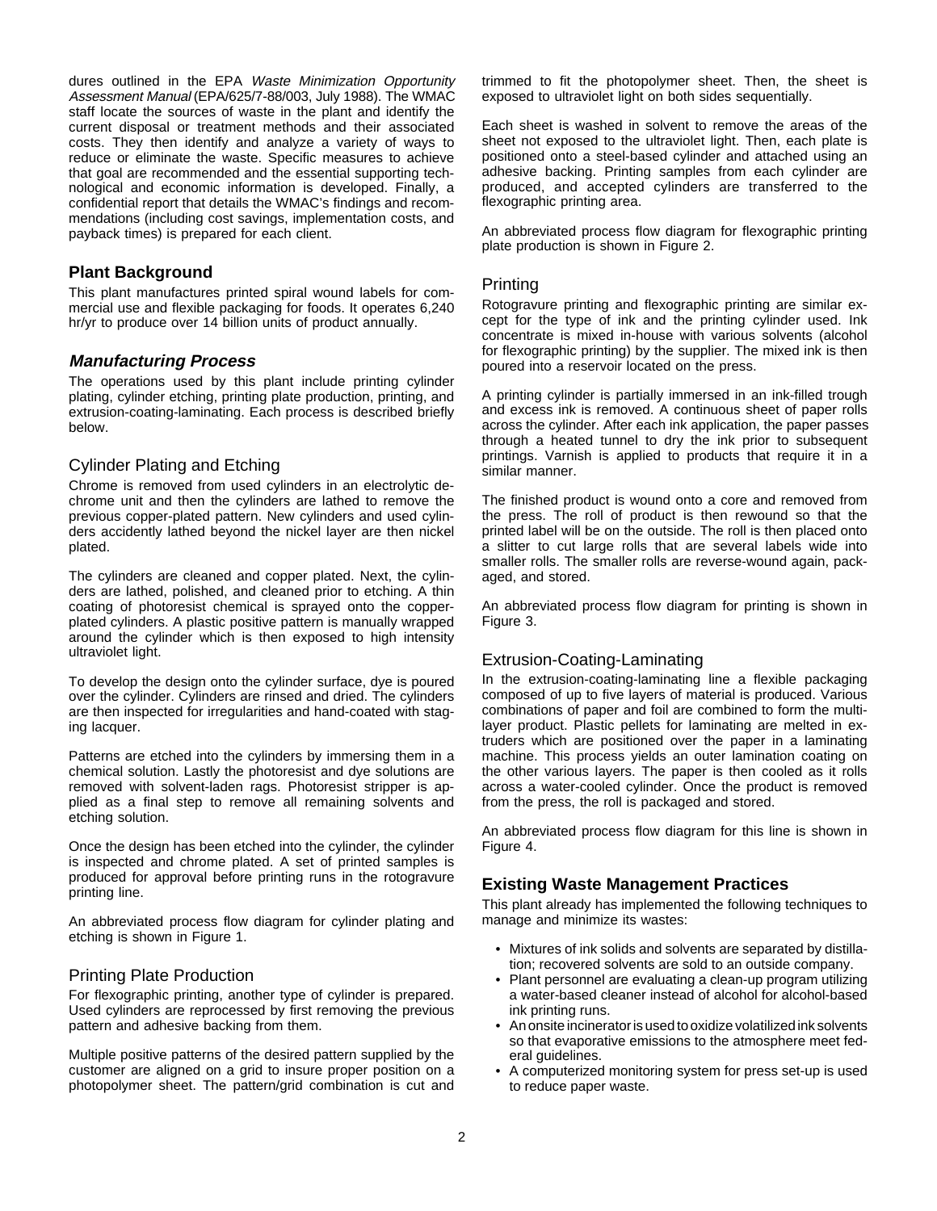dures outlined in the EPA *Waste Minimization Opportunity Assessment Manual* (EPA/625/7-88/003, July 1988). The WMAC staff locate the sources of waste in the plant and identify the current disposal or treatment methods and their associated costs. They then identify and analyze a variety of ways to reduce or eliminate the waste. Specific measures to achieve that goal are recommended and the essential supporting technological and economic information is developed. Finally, a confidential report that details the WMAC's findings and recommendations (including cost savings, implementation costs, and payback times) is prepared for each client.

## Plant Background

This plant manufactures printed spiral wound labels for commercial use and flexible packaging for foods. It operates 6,240 hr/yr to produce over 14 billion units of product annually.

## *Manufacturing Process*

The operations used by this plant include printing cylinder plating, cylinder etching, printing plate production, printing, and extrusion-coating-laminating. Each process is described briefly below.

### Cylinder Plating and Etching

Chrome is removed from used cylinders in an electrolytic dechrome unit and then the cylinders are lathed to remove the previous copper-plated pattern. New cylinders and used cylinders accidently lathed beyond the nickel layer are then nickel plated.

The cylinders are cleaned and copper plated. Next, the cylinders are lathed, polished, and cleaned prior to etching. A thin coating of photoresist chemical is sprayed onto the copper-plated cylinders. A plastic positive pattern is manually wrapped around the cylinder which is then exposed to high intensity ultraviolet light.

To develop the design onto the cylinder surface, dye is poured over the cylinder. Cylinders are rinsed and dried. The cylinders are then inspected for irregularities and hand-coated with stagging lacquer.

Patterns are etched into the cylinders by immersing them in a chemical solution. Lastly the photoresist and dye solutions are removed with solvent-laden rags. Photoresist stripper is applied as a final step to remove all remaining solvents and etching solution.

Once the design has been etched into the cylinder, the cylinder is inspected and chrome plated. A set of printed samples is produced for approval before printing runs in the rotogravure printing line.

An abbreviated process flow diagram for cylinder plating and etching is shown in Figure 1.

### Printing Plate Production

For flexographic printing, another type of cylinder is prepared. Used cylinders are reprocessed by first removing the previous pattern and adhesive backing from them.

Multiple positive patterns of the desired pattern supplied by the customer are aligned on a grid to insure proper position on a photopolymer sheet. The pattern/grid combination is cut and trimmed to fit the photopolymer sheet. Then, the sheet is exposed to ultraviolet light on both sides sequentially.

Each sheet is washed in solvent to remove the areas of the sheet not exposed to the ultraviolet light. Then, each plate is positioned onto a steel-based cylinder and attached using an adhesive backing. Printing samples from each cylinder are produced, and accepted cylinders are transferred to the flexographic printing area.

An abbreviated process flow diagram for flexographic printing plate production is shown in Figure 2.

### Printing

Rotogravure printing and flexographic printing are similar except for the type of ink and the printing cylinder used. Ink concentrate is mixed in-house with various solvents (alcohol for flexographic printing) by the supplier. The mixed ink is then poured into a reservoir located on the press.

A printing cylinder is partially immersed in an ink-filled trough and excess ink is removed. A continuous sheet of paper rolls across the cylinder. After each ink application, the paper passes through a heated tunnel to dry the ink prior to subsequent printings. Varnish is applied to products that require it in a similar manner.

The finished product is wound onto a core and removed from the press. The roll of product is then rewound so that the printed label will be on the outside. The roll is then placed onto a slitter to cut large rolls that are several labels wide into smaller rolls. The smaller rolls are reverse-wound again, packaged, and stored.

An abbreviated process flow diagram for printing is shown in Figure 3.

### Extrusion-Coating-Laminating

In the extrusion-coating-laminating line a flexible packaging composed of up to five layers of material is produced. Various combinations of paper and foil are combined to form the multilayer product. Plastic pellets for laminating are melted in extruders which are positioned over the paper in a laminating machine. This process yields an outer lamination coating on the other various layers. The paper is then cooled as it rolls across a water-cooled cylinder. Once the product is removed from the press, the roll is packaged and stored.

An abbreviated process flow diagram for this line is shown in Figure 4.

## Existing Waste Management Practices

This plant already has implemented the following techniques to manage and minimize its wastes:

- Mixtures of ink solids and solvents are separated by distillation; recovered solvents are sold to an outside company.
- Plant personnel are evaluating a clean-up program utilizing a water-based cleaner instead of alcohol for alcohol-based ink printing runs.
- An onsite incinerator is used to oxidize volatilized ink solvents so that evaporative emissions to the atmosphere meet federal guidelines.
- A computerized monitoring system for press set-up is used to reduce paper waste.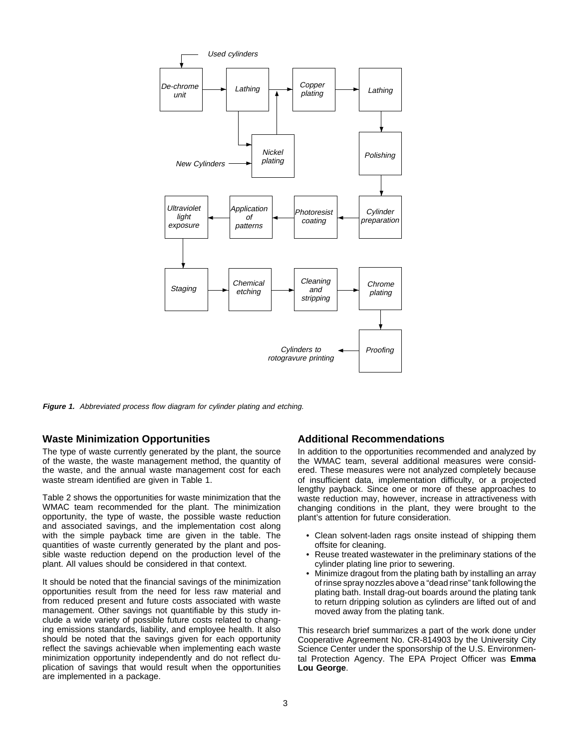Figure 1. Abbreviated process flow diagram for cylinder plating and etching.

## Waste Minimization Opportunities

The type of waste currently generated by the plant, the source of the waste, the waste management method, the quantity of the waste, and the annual waste management cost for each waste stream identified are given in Table 1.

Table 2 shows the opportunities for waste minimization that the WMAC team recommended for the plant. The minimization opportunity, the type of waste, the possible waste reduction and associated savings, and the implementation cost along with the simple payback time are given in the table. The quantities of waste currently generated by the plant and possible waste reduction depend on the production level of the plant. All values should be considered in that context.

It should be noted that the financial savings of the minimization opportunities result from the need for less raw material and from reduced present and future costs associated with waste management. Other savings not quantifiable by this study include a wide variety of possible future costs related to changing emissions standards, liability, and employee health. It also should be noted that the savings given for each opportunity reflect the savings achievable when implementing each waste minimization opportunity independently and do not reflect duplication of savings that would result when the opportunities are implemented in a package.

## Additional Recommendations

In addition to the opportunities recommended and analyzed by the WMAC team, several additional measures were considered. These measures were not analyzed completely because of insufficient data, implementation difficulty, or a projected lengthy payback. Since one or more of these approaches to waste reduction may, however, increase in attractiveness with changing conditions in the plant, they were brought to the plant's attention for future consideration.

- Clean solvent-laden rags onsite instead of shipping them offsite for cleaning.
- Reuse treated wastewater in the preliminary stations of the cylinder plating line prior to sewering.
- Minimize dragout from the plating bath by installing an array of rinse spray nozzles above a "dead rinse" tank following the plating bath. Install drag-out boards around the plating tank to return dripping solution as cylinders are lifted out of and moved away from the plating tank.

This research brief summarizes a part of the work done under Cooperative Agreement No. CR-814903 by the University City Science Center under the sponsorship of the U.S. Environmental Protection Agency. The EPA Project Officer was **Emma Lou George**.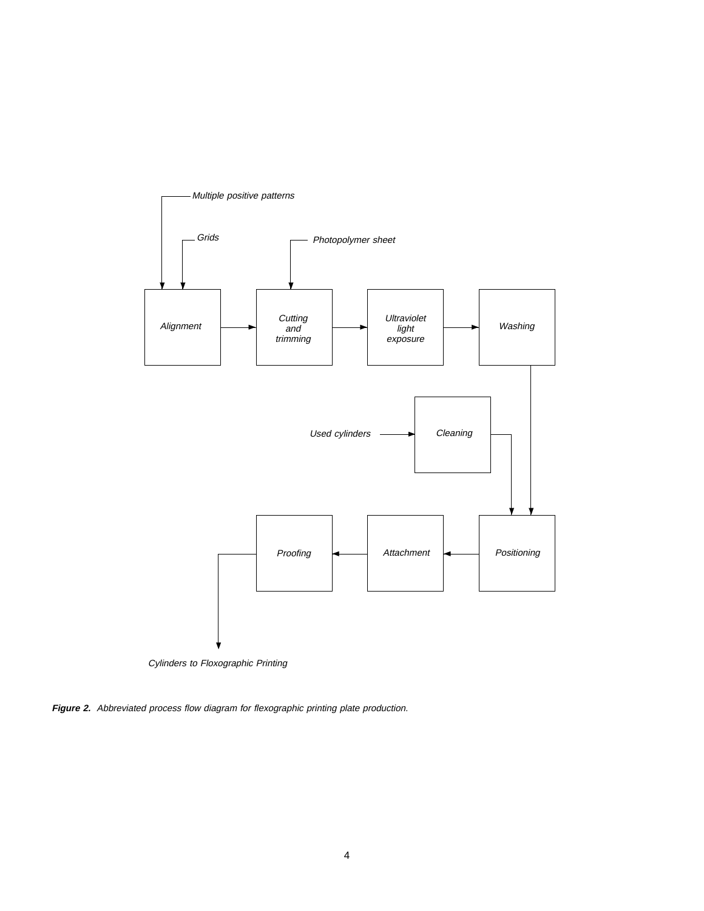Multiple positive patterns

Grids

Photopolymer sheet

Alignment → Cutting and trimming → Ultraviolet light exposure → Washing

Used cylinders → Cleaning

Washing → Positioning

Cleaning → Positioning

Positioning → Attachment → Proofing

Cylinders to Floxographic Printing

***Figure 2.*** *Abbreviated process flow diagram for flexographic printing plate production.*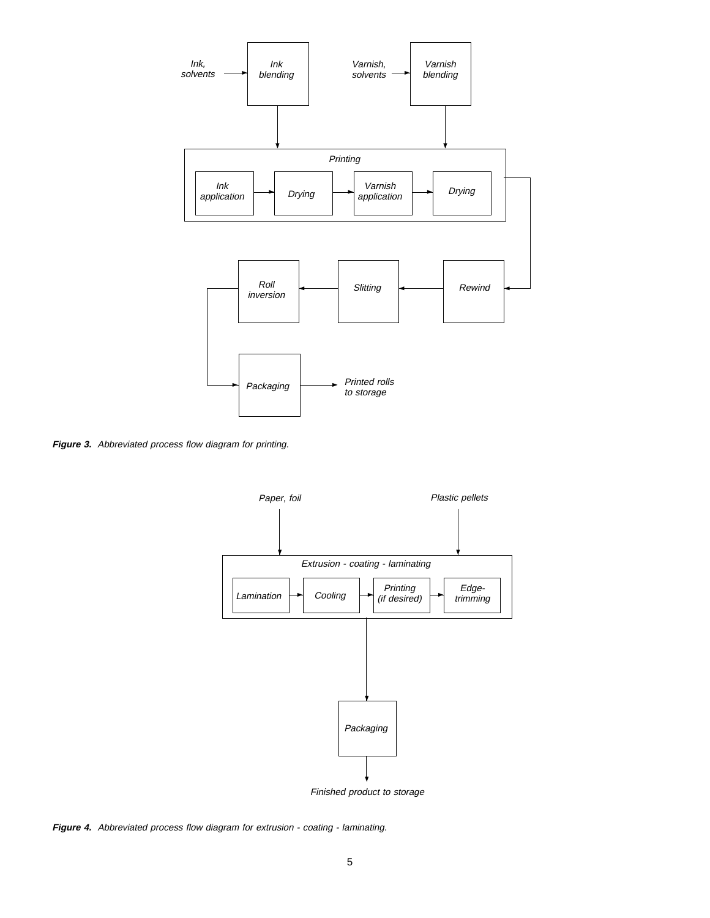Ink, solvents → Ink blending

Varnish, solvents → Varnish blending

Printing: Ink application → Drying → Varnish application → Drying

Rewind → Slitting → Roll inversion → Packaging → Printed rolls to storage

***Figure 3.*** *Abbreviated process flow diagram for printing.*

Paper, foil

Plastic pellets

Extrusion - coating - laminating: Lamination → Cooling → Printing (if desired) → Edge-trimming

Packaging

Finished product to storage

***Figure 4.*** *Abbreviated process flow diagram for extrusion - coating - laminating.*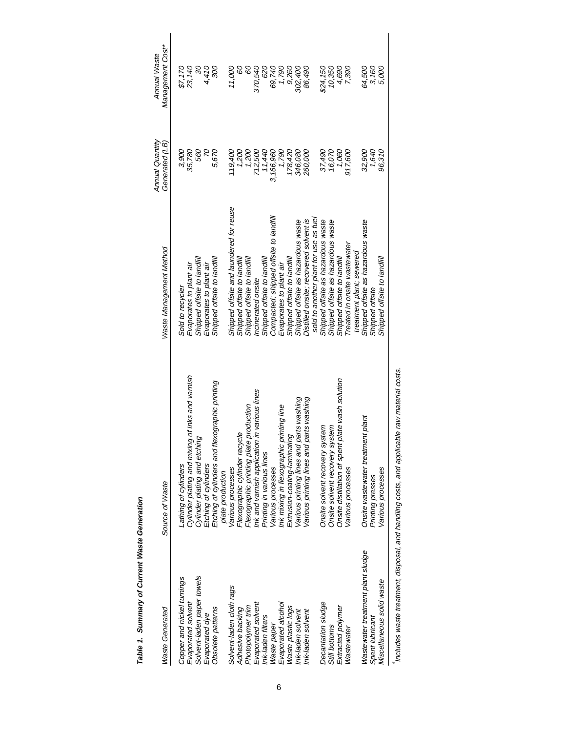**Table 1. Summary of Current Waste Generation**

| Waste Generated | Source of Waste | Waste Management Method | Annual Quantity Generated (LB) | Annual Waste Management Cost* |
|---|---|---|---|---|
| Copper and nickel turnings | Lathing of cylinders | Sold to recycler | 3,900 | $7,170 |
| Evaporated solvent | Cylinder plating and mixing of inks and varnish | Evaporates to plant air | 35,780 | 23,140 |
| Solvent-laden paper towels | Cylinder plating and etching | Shipped offsite to landfill | 560 | 30 |
| Evaporated dye | Etching of cylinders | Evaporates to plant air | 70 | 4,410 |
| Obsolete patterns | Etching of cylinders and flexographic printing plate production | Shipped offsite to landfill | 5,670 | 300 |
| Solvent-laden cloth rags | Various processes | Shipped offsite and laundered for reuse | 119,400 | 11,000 |
| Adhesive backing | Flexographic cylinder recycle | Shipped offsite to landfill | 1,200 | 60 |
| Photopolymer trim | Flexographic printing plate production | Shipped offsite to landfill | 1,200 | 60 |
| Evaporated solvent | Ink and varnish application in various lines | Incinerated onsite | 712,500 | 370,540 |
| Ink-laden filters | Printing in various lines | Shipped offsite to landfill | 11,440 | 620 |
| Waste paper | Various processes | Compacted; shipped offsite to landfill | 3,166,960 | 69,740 |
| Evaporated alcohol | Ink mixing in flexographic printing line | Evaporates to plant air | 1,790 | 1,790 |
| Waste plastic logs | Extrusion-coating-laminating | Shipped offsite to landfill | 178,420 | 9,260 |
| Ink-laden solvent | Various printing lines and parts washing | Shipped offsite as hazardous waste | 346,080 | 302,400 |
| Ink-laden solvent | Various printing lines and parts washing | Distilled onsite; recovered solvent is sold to another plant for use as fuel | 260,000 | 86,490 |
| Decantation sludge | Onsite solvent recovery system | Shipped offsite as hazardous waste | 37,490 | $24,150 |
| Still bottoms | Onsite solvent recovery system | Shipped offsite as hazardous waste | 16,070 | 10,350 |
| Extracted polymer | Onsite distillation of spent plate wash solution | Shipped offsite to landfill | 1,060 | 4,690 |
| Wastewater | Various processes | Treated in onsite wastewater treatment plant; sewered | 917,600 | 7,390 |
| Wastewater treatment plant sludge | Onsite wastewater treatment plant | Shipped offsite as hazardous waste | 32,900 | 64,500 |
| Spent lubricant | Printing presses | Shipped offsite | 1,640 | 3,160 |
| Miscellaneous solid waste | Various processes | Shipped offsite to landfill | 96,310 | 5,000 |

*Includes waste treatment, disposal, and handling costs, and applicable raw material costs.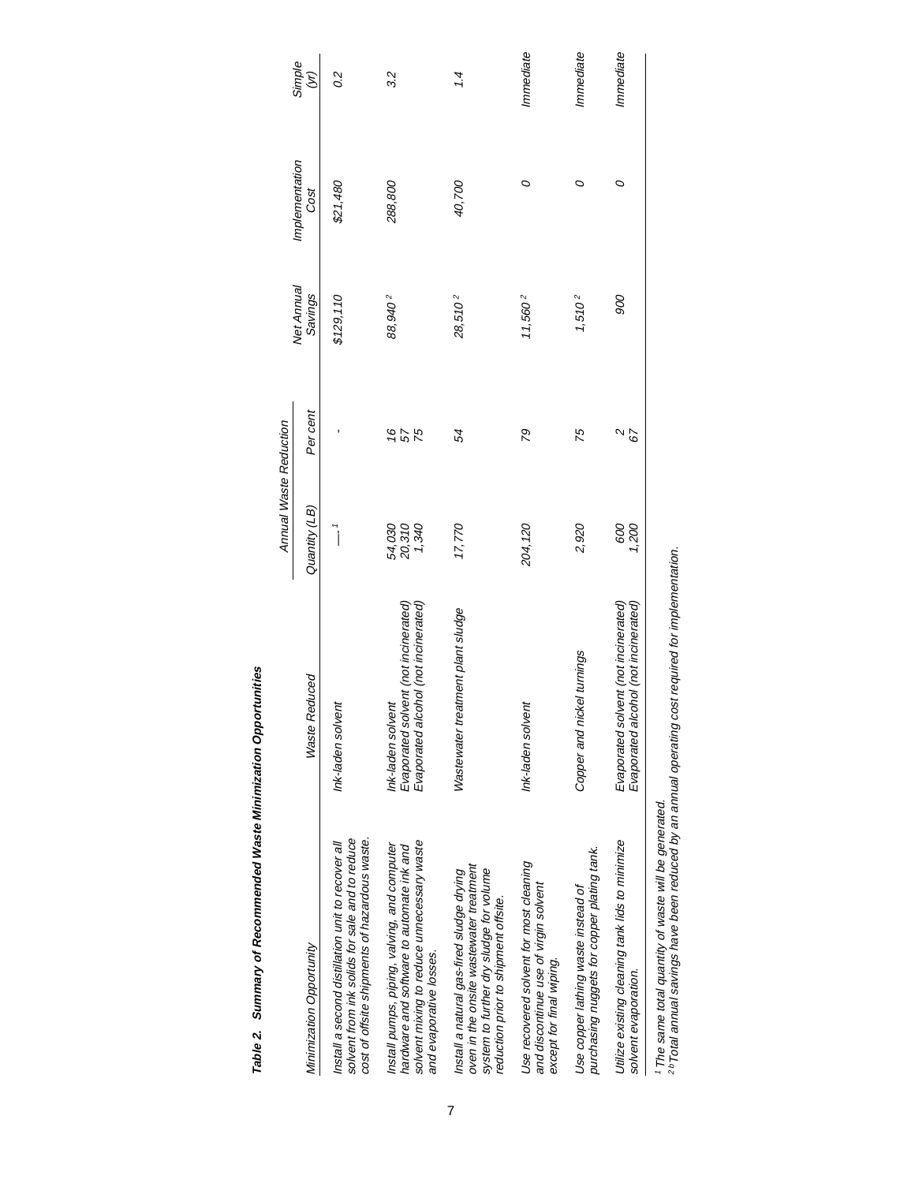**Table 2. Summary of Recommended Waste Minimization Opportunities**

| Minimization Opportunity | Waste Reduced | Annual Waste Reduction | | Net Annual Savings | Implementation Cost | Simple (yr) |
|---|---|---|---|---|---|---|
| | | Quantity (LB) | Per cent | | | |
| Install a second distillation unit to recover all solvent from ink solids for sale and to reduce cost of offsite shipments of hazardous waste. | Ink-laden solvent | —[1] | - | $129,110 | $21,480 | 0.2 |
| Install pumps, piping, valving, and computer hardware and software to automate ink and solvent mixing to reduce unnecessary waste and evaporative losses. | Ink-laden solvent<br>Evaporated solvent (not incinerated)<br>Evaporated alcohol (not incinerated) | 54,030<br>20,310<br>1,340 | 16<br>57<br>75 | 88,940[2] | 288,800 | 3.2 |
| Install a natural gas-fired sludge drying oven in the onsite wastewater treatment system to further dry sludge for volume reduction prior to shipment offsite. | Wastewater treatment plant sludge | 17,770 | 54 | 28,510[2] | 40,700 | 1.4 |
| Use recovered solvent for most cleaning and discontinue use of virgin solvent except for final wiping. | Ink-laden solvent | 204,120 | 79 | 11,560[2] | 0 | Immediate |
| Use copper lathing waste instead of purchasing nuggets for copper plating tank. | Copper and nickel turnings | 2,920 | 75 | 1,510[2] | 0 | Immediate |
| Utilize existing cleaning tank lids to minimize solvent evaporation. | Evaporated solvent (not incinerated)<br>Evaporated alcohol (not incinerated) | 600<br>1,200 | 2<br>67 | 900 | 0 | Immediate |

[1] The same total quantity of waste will be generated.
[2] Total annual savings have been reduced by an annual operating cost required for implementation.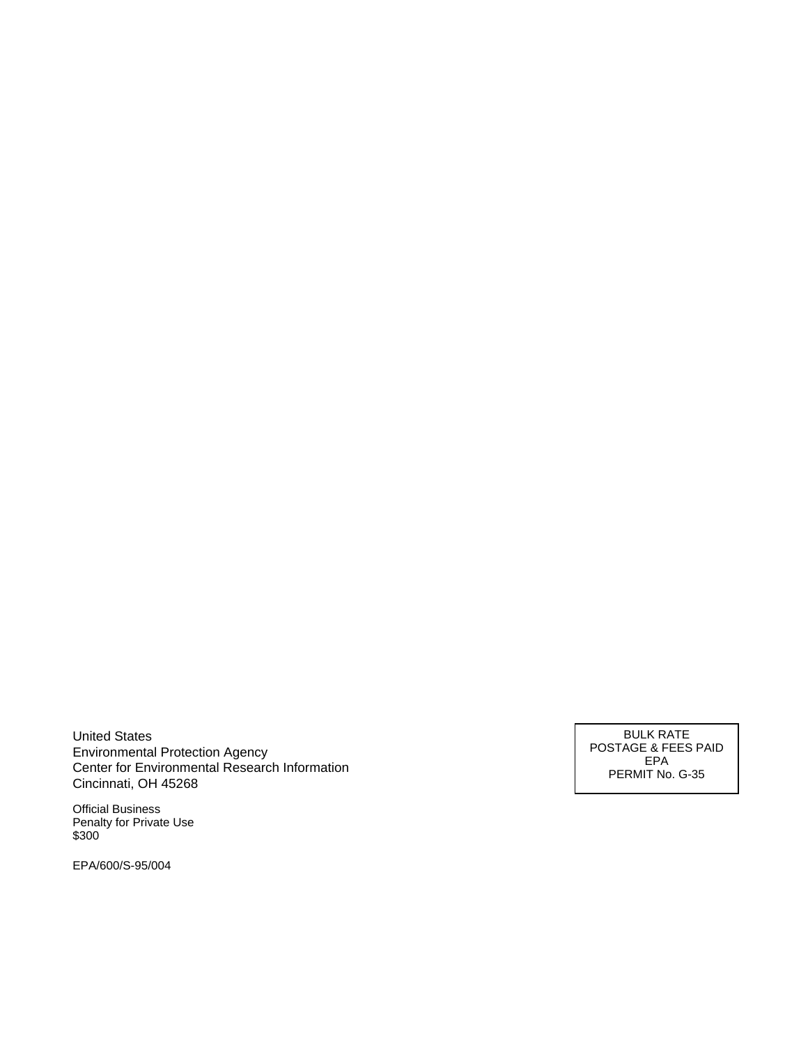United States
Environmental Protection Agency
Center for Environmental Research Information
Cincinnati, OH 45268

Official Business
Penalty for Private Use
$300

EPA/600/S-95/004

BULK RATE
POSTAGE & FEES PAID
EPA
PERMIT No. G-35